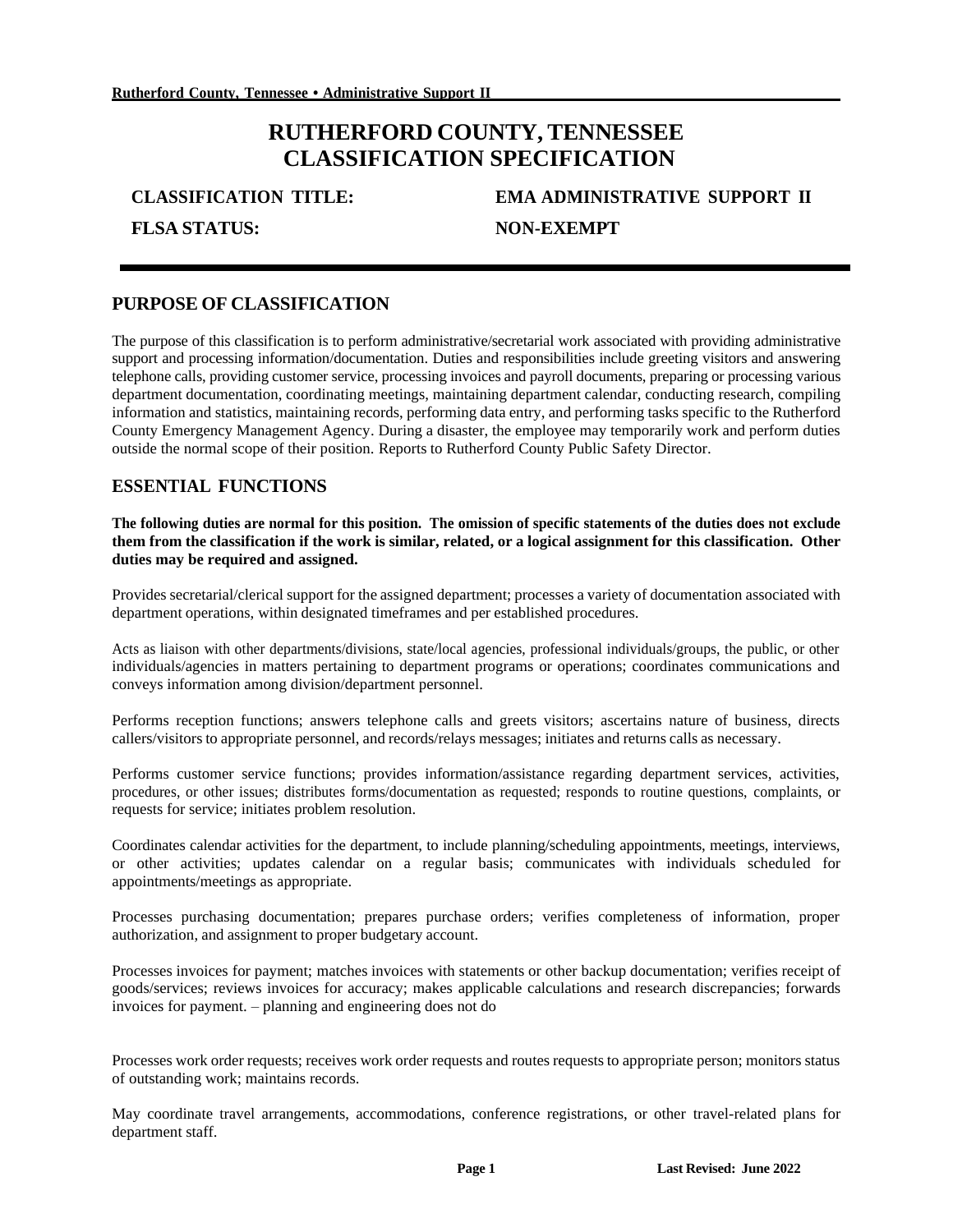# RUTHERFORD COUNTY, TENNESSEE
# CLASSIFICATION SPECIFICATION

**CLASSIFICATION TITLE:** **EMA ADMINISTRATIVE SUPPORT II**

**FLSA STATUS:** **NON-EXEMPT**

---

## PURPOSE OF CLASSIFICATION

The purpose of this classification is to perform administrative/secretarial work associated with providing administrative support and processing information/documentation. Duties and responsibilities include greeting visitors and answering telephone calls, providing customer service, processing invoices and payroll documents, preparing or processing various department documentation, coordinating meetings, maintaining department calendar, conducting research, compiling information and statistics, maintaining records, performing data entry, and performing tasks specific to the Rutherford County Emergency Management Agency. During a disaster, the employee may temporarily work and perform duties outside the normal scope of their position. Reports to Rutherford County Public Safety Director.

## ESSENTIAL FUNCTIONS

**The following duties are normal for this position. The omission of specific statements of the duties does not exclude them from the classification if the work is similar, related, or a logical assignment for this classification. Other duties may be required and assigned.**

Provides secretarial/clerical support for the assigned department; processes a variety of documentation associated with department operations, within designated timeframes and per established procedures.

Acts as liaison with other departments/divisions, state/local agencies, professional individuals/groups, the public, or other individuals/agencies in matters pertaining to department programs or operations; coordinates communications and conveys information among division/department personnel.

Performs reception functions; answers telephone calls and greets visitors; ascertains nature of business, directs callers/visitors to appropriate personnel, and records/relays messages; initiates and returns calls as necessary.

Performs customer service functions; provides information/assistance regarding department services, activities, procedures, or other issues; distributes forms/documentation as requested; responds to routine questions, complaints, or requests for service; initiates problem resolution.

Coordinates calendar activities for the department, to include planning/scheduling appointments, meetings, interviews, or other activities; updates calendar on a regular basis; communicates with individuals scheduled for appointments/meetings as appropriate.

Processes purchasing documentation; prepares purchase orders; verifies completeness of information, proper authorization, and assignment to proper budgetary account.

Processes invoices for payment; matches invoices with statements or other backup documentation; verifies receipt of goods/services; reviews invoices for accuracy; makes applicable calculations and research discrepancies; forwards invoices for payment. – planning and engineering does not do

Processes work order requests; receives work order requests and routes requests to appropriate person; monitors status of outstanding work; maintains records.

May coordinate travel arrangements, accommodations, conference registrations, or other travel-related plans for department staff.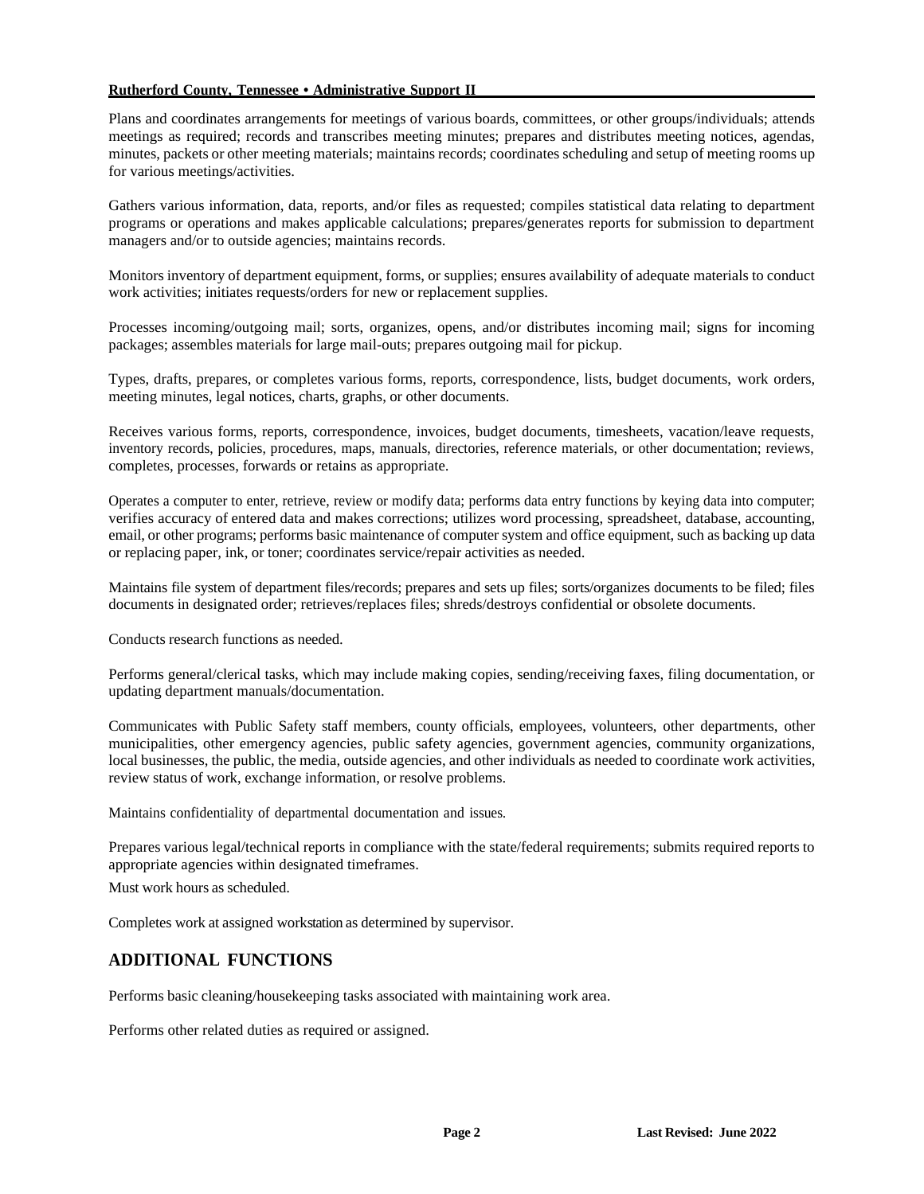Plans and coordinates arrangements for meetings of various boards, committees, or other groups/individuals; attends meetings as required; records and transcribes meeting minutes; prepares and distributes meeting notices, agendas, minutes, packets or other meeting materials; maintains records; coordinates scheduling and setup of meeting rooms up for various meetings/activities.

Gathers various information, data, reports, and/or files as requested; compiles statistical data relating to department programs or operations and makes applicable calculations; prepares/generates reports for submission to department managers and/or to outside agencies; maintains records.

Monitors inventory of department equipment, forms, or supplies; ensures availability of adequate materials to conduct work activities; initiates requests/orders for new or replacement supplies.

Processes incoming/outgoing mail; sorts, organizes, opens, and/or distributes incoming mail; signs for incoming packages; assembles materials for large mail-outs; prepares outgoing mail for pickup.

Types, drafts, prepares, or completes various forms, reports, correspondence, lists, budget documents, work orders, meeting minutes, legal notices, charts, graphs, or other documents.

Receives various forms, reports, correspondence, invoices, budget documents, timesheets, vacation/leave requests, inventory records, policies, procedures, maps, manuals, directories, reference materials, or other documentation; reviews, completes, processes, forwards or retains as appropriate.

Operates a computer to enter, retrieve, review or modify data; performs data entry functions by keying data into computer; verifies accuracy of entered data and makes corrections; utilizes word processing, spreadsheet, database, accounting, email, or other programs; performs basic maintenance of computer system and office equipment, such as backing up data or replacing paper, ink, or toner; coordinates service/repair activities as needed.

Maintains file system of department files/records; prepares and sets up files; sorts/organizes documents to be filed; files documents in designated order; retrieves/replaces files; shreds/destroys confidential or obsolete documents.

Conducts research functions as needed.

Performs general/clerical tasks, which may include making copies, sending/receiving faxes, filing documentation, or updating department manuals/documentation.

Communicates with Public Safety staff members, county officials, employees, volunteers, other departments, other municipalities, other emergency agencies, public safety agencies, government agencies, community organizations, local businesses, the public, the media, outside agencies, and other individuals as needed to coordinate work activities, review status of work, exchange information, or resolve problems.

Maintains confidentiality of departmental documentation and issues.

Prepares various legal/technical reports in compliance with the state/federal requirements; submits required reports to appropriate agencies within designated timeframes.

Must work hours as scheduled.

Completes work at assigned workstation as determined by supervisor.

## ADDITIONAL FUNCTIONS

Performs basic cleaning/housekeeping tasks associated with maintaining work area.

Performs other related duties as required or assigned.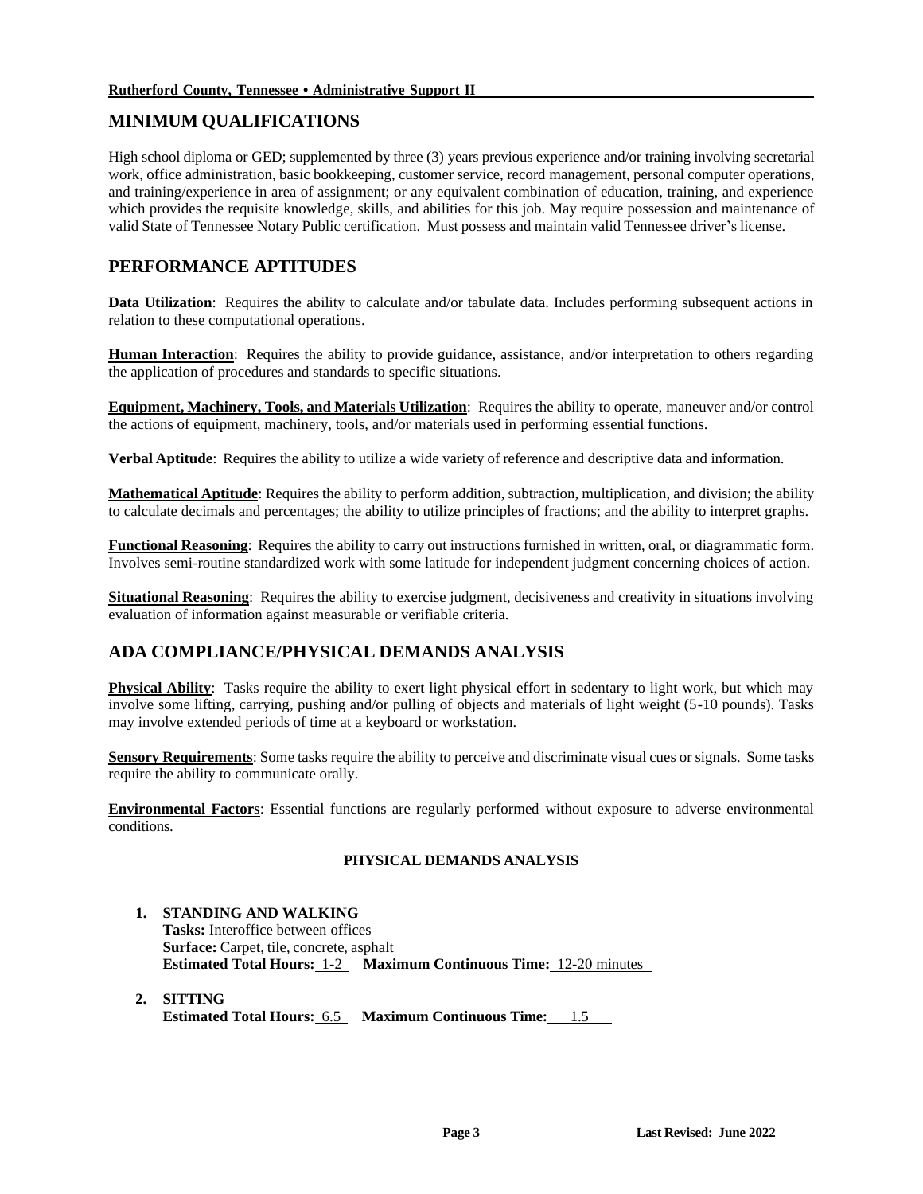## MINIMUM QUALIFICATIONS

High school diploma or GED; supplemented by three (3) years previous experience and/or training involving secretarial work, office administration, basic bookkeeping, customer service, record management, personal computer operations, and training/experience in area of assignment; or any equivalent combination of education, training, and experience which provides the requisite knowledge, skills, and abilities for this job. May require possession and maintenance of valid State of Tennessee Notary Public certification. Must possess and maintain valid Tennessee driver's license.

## PERFORMANCE APTITUDES

**Data Utilization**: Requires the ability to calculate and/or tabulate data. Includes performing subsequent actions in relation to these computational operations.

**Human Interaction**: Requires the ability to provide guidance, assistance, and/or interpretation to others regarding the application of procedures and standards to specific situations.

**Equipment, Machinery, Tools, and Materials Utilization**: Requires the ability to operate, maneuver and/or control the actions of equipment, machinery, tools, and/or materials used in performing essential functions.

**Verbal Aptitude**: Requires the ability to utilize a wide variety of reference and descriptive data and information.

**Mathematical Aptitude**: Requires the ability to perform addition, subtraction, multiplication, and division; the ability to calculate decimals and percentages; the ability to utilize principles of fractions; and the ability to interpret graphs.

**Functional Reasoning**: Requires the ability to carry out instructions furnished in written, oral, or diagrammatic form. Involves semi-routine standardized work with some latitude for independent judgment concerning choices of action.

**Situational Reasoning**: Requires the ability to exercise judgment, decisiveness and creativity in situations involving evaluation of information against measurable or verifiable criteria.

## ADA COMPLIANCE/PHYSICAL DEMANDS ANALYSIS

**Physical Ability**: Tasks require the ability to exert light physical effort in sedentary to light work, but which may involve some lifting, carrying, pushing and/or pulling of objects and materials of light weight (5-10 pounds). Tasks may involve extended periods of time at a keyboard or workstation.

**Sensory Requirements**: Some tasks require the ability to perceive and discriminate visual cues or signals. Some tasks require the ability to communicate orally.

**Environmental Factors**: Essential functions are regularly performed without exposure to adverse environmental conditions.

### PHYSICAL DEMANDS ANALYSIS

1. **STANDING AND WALKING**
   **Tasks:** Interoffice between offices
   **Surface:** Carpet, tile, concrete, asphalt
   **Estimated Total Hours:** 1-2 **Maximum Continuous Time:** 12-20 minutes

2. **SITTING**
   **Estimated Total Hours:** 6.5 **Maximum Continuous Time:** 1.5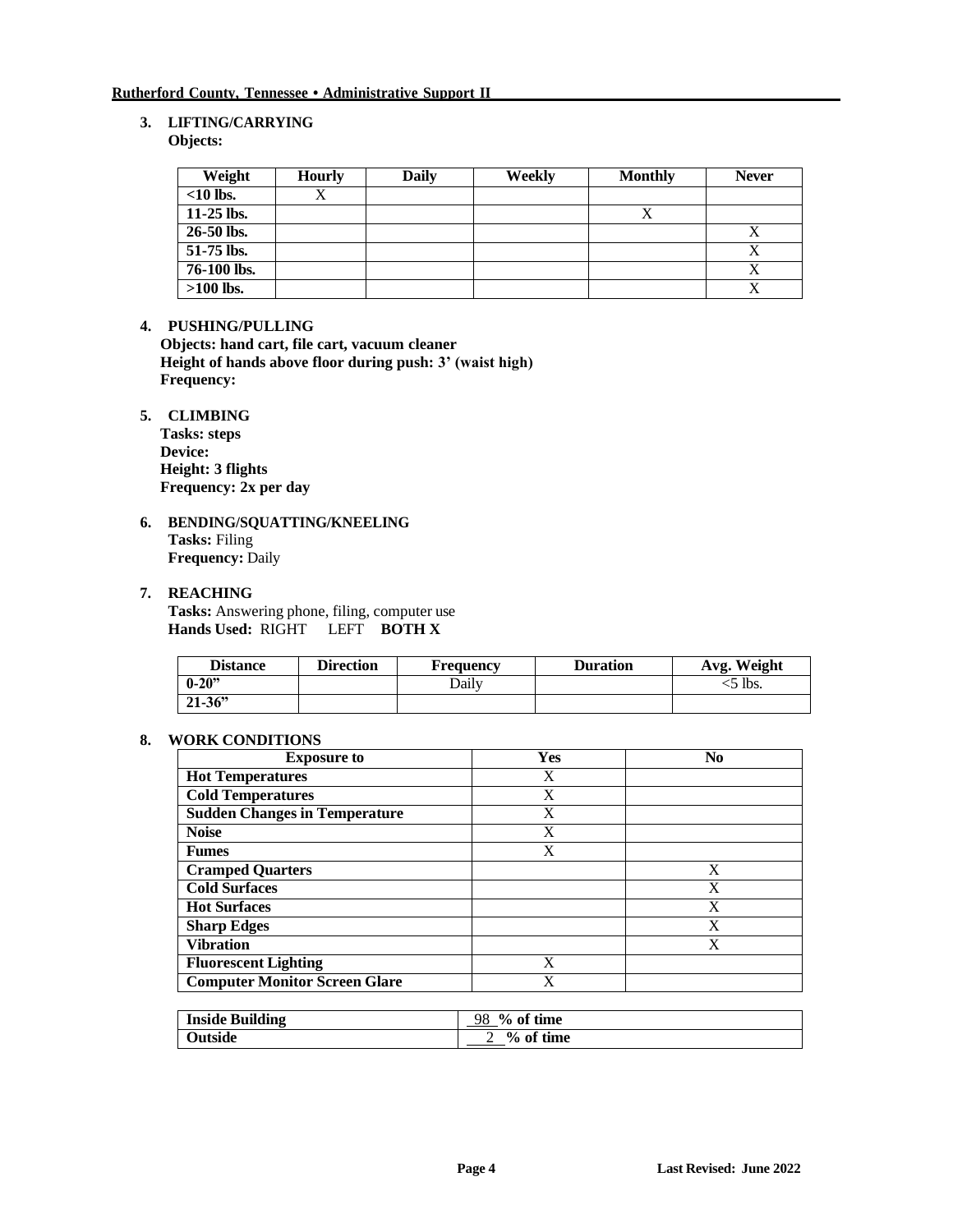**3. LIFTING/CARRYING**
**Objects:**

| Weight | Hourly | Daily | Weekly | Monthly | Never |
|---|---|---|---|---|---|
| **<10 lbs.** | X | | | | |
| **11-25 lbs.** | | | | X | |
| **26-50 lbs.** | | | | | X |
| **51-75 lbs.** | | | | | X |
| **76-100 lbs.** | | | | | X |
| **>100 lbs.** | | | | | X |

**4. PUSHING/PULLING**
**Objects: hand cart, file cart, vacuum cleaner**
**Height of hands above floor during push: 3' (waist high)**
**Frequency:**

**5. CLIMBING**
**Tasks: steps**
**Device:**
**Height: 3 flights**
**Frequency: 2x per day**

**6. BENDING/SQUATTING/KNEELING**
**Tasks:** Filing
**Frequency:** Daily

**7. REACHING**
**Tasks:** Answering phone, filing, computer use
**Hands Used:** RIGHT LEFT **BOTH X**

| Distance | Direction | Frequency | Duration | Avg. Weight |
|---|---|---|---|---|
| **0-20"** | | Daily | | <5 lbs. |
| **21-36"** | | | | |

**8. WORK CONDITIONS**

| Exposure to | Yes | No |
|---|---|---|
| **Hot Temperatures** | X | |
| **Cold Temperatures** | X | |
| **Sudden Changes in Temperature** | X | |
| **Noise** | X | |
| **Fumes** | X | |
| **Cramped Quarters** | | X |
| **Cold Surfaces** | | X |
| **Hot Surfaces** | | X |
| **Sharp Edges** | | X |
| **Vibration** | | X |
| **Fluorescent Lighting** | X | |
| **Computer Monitor Screen Glare** | X | |

| | |
|---|---|
| **Inside Building** | 98 **% of time** |
| **Outside** | 2 **% of time** |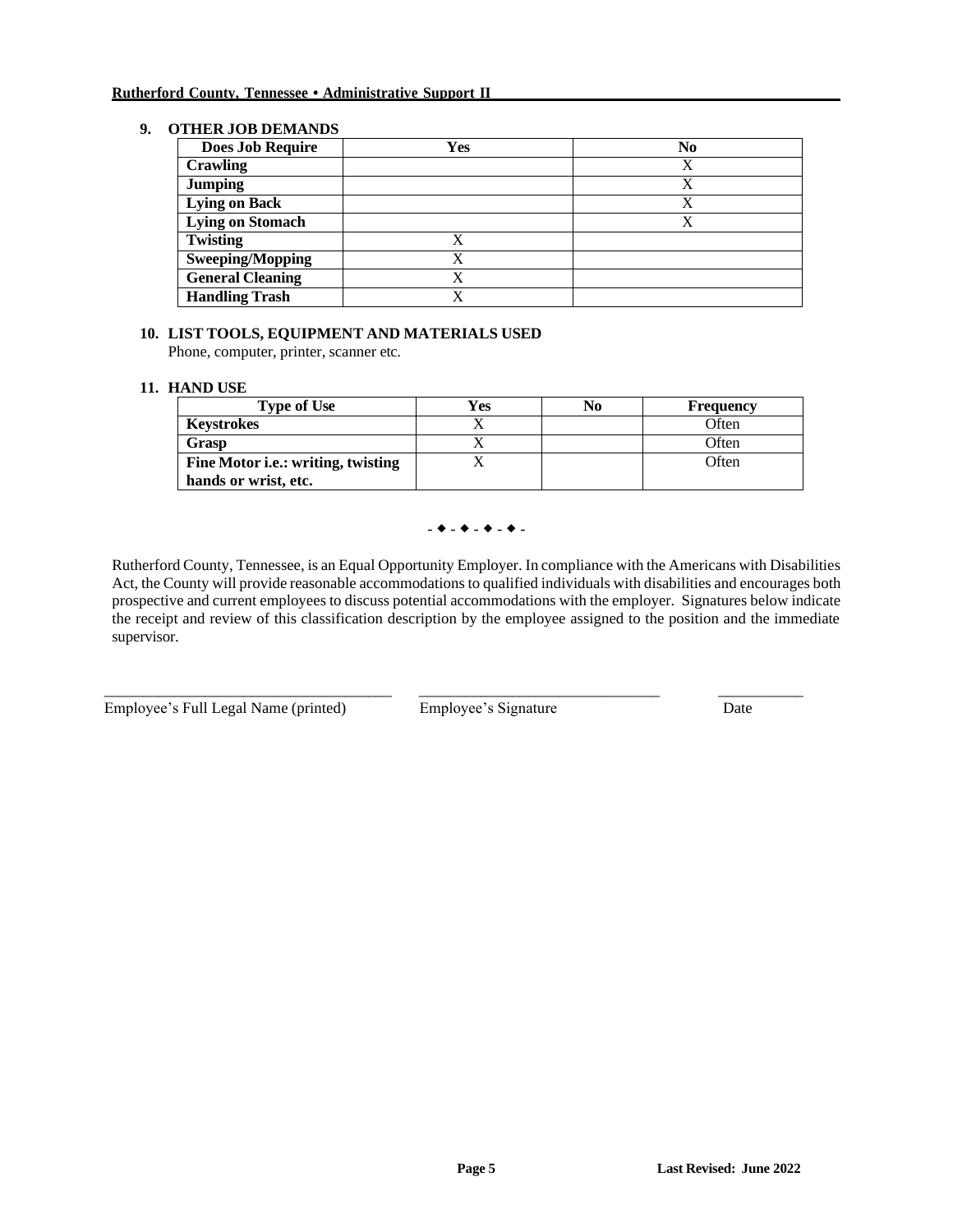**9. OTHER JOB DEMANDS**

| Does Job Require | Yes | No |
|---|---|---|
| **Crawling** | | X |
| **Jumping** | | X |
| **Lying on Back** | | X |
| **Lying on Stomach** | | X |
| **Twisting** | X | |
| **Sweeping/Mopping** | X | |
| **General Cleaning** | X | |
| **Handling Trash** | X | |

**10. LIST TOOLS, EQUIPMENT AND MATERIALS USED**

Phone, computer, printer, scanner etc.

**11. HAND USE**

| Type of Use | Yes | No | Frequency |
|---|---|---|---|
| **Keystrokes** | X | | Often |
| **Grasp** | X | | Often |
| **Fine Motor i.e.: writing, twisting hands or wrist, etc.** | X | | Often |

- ◆ - ◆ - ◆ - ◆ -

Rutherford County, Tennessee, is an Equal Opportunity Employer. In compliance with the Americans with Disabilities Act, the County will provide reasonable accommodations to qualified individuals with disabilities and encourages both prospective and current employees to discuss potential accommodations with the employer. Signatures below indicate the receipt and review of this classification description by the employee assigned to the position and the immediate supervisor.

_________________________________ _____________________________ __________

Employee's Full Legal Name (printed)     Employee's Signature     Date